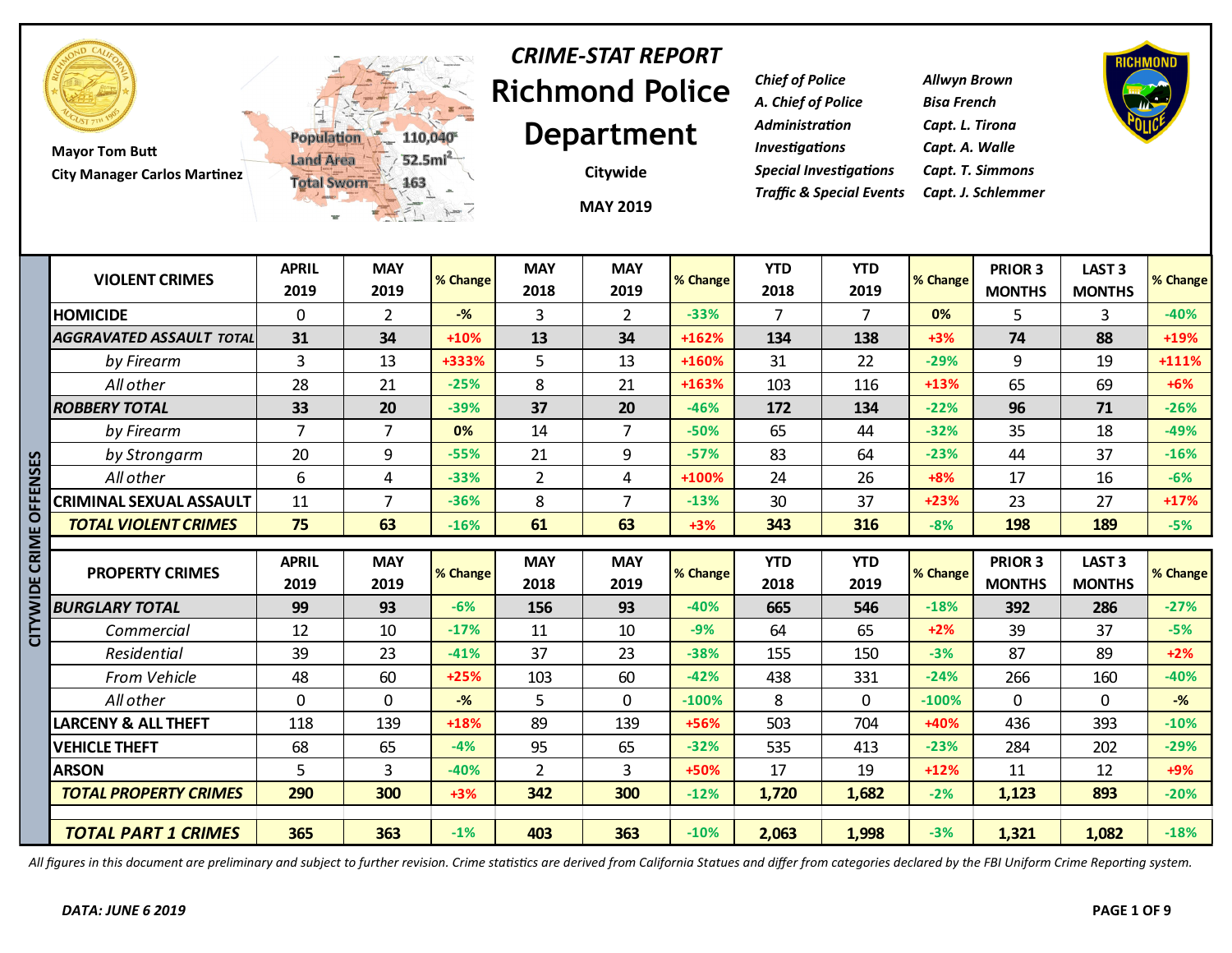Mayor Tom Butt
City Manager Carlos Martinez

Population 110,040
Land Area 52.5mi²
Total Sworn 163

# *CRIME-STAT REPORT*
# Richmond Police Department

**Citywide**

**MAY 2019**

| | |
|---|---|
| *Chief of Police* | *Allwyn Brown* |
| *A. Chief of Police* | *Bisa French* |
| *Administration* | *Capt. L. Tirona* |
| *Investigations* | *Capt. A. Walle* |
| *Special Investigations* | *Capt. T. Simmons* |
| *Traffic & Special Events* | *Capt. J. Schlemmer* |

## CITYWIDE CRIME OFFENSES

| VIOLENT CRIMES | APRIL 2019 | MAY 2019 | % Change | MAY 2018 | MAY 2019 | % Change | YTD 2018 | YTD 2019 | % Change | PRIOR 3 MONTHS | LAST 3 MONTHS | % Change |
|---|---|---|---|---|---|---|---|---|---|---|---|---|
| HOMICIDE | 0 | 2 | -% | 3 | 2 | -33% | 7 | 7 | 0% | 5 | 3 | -40% |
| ***AGGRAVATED ASSAULT TOTAL*** | **31** | **34** | +10% | **13** | **34** | +162% | **134** | **138** | +3% | **74** | **88** | +19% |
| *by Firearm* | 3 | 13 | +333% | 5 | 13 | +160% | 31 | 22 | -29% | 9 | 19 | +111% |
| *All other* | 28 | 21 | -25% | 8 | 21 | +163% | 103 | 116 | +13% | 65 | 69 | +6% |
| ***ROBBERY TOTAL*** | **33** | **20** | -39% | **37** | **20** | -46% | **172** | **134** | -22% | **96** | **71** | -26% |
| *by Firearm* | 7 | 7 | 0% | 14 | 7 | -50% | 65 | 44 | -32% | 35 | 18 | -49% |
| *by Strongarm* | 20 | 9 | -55% | 21 | 9 | -57% | 83 | 64 | -23% | 44 | 37 | -16% |
| *All other* | 6 | 4 | -33% | 2 | 4 | +100% | 24 | 26 | +8% | 17 | 16 | -6% |
| CRIMINAL SEXUAL ASSAULT | 11 | 7 | -36% | 8 | 7 | -13% | 30 | 37 | +23% | 23 | 27 | +17% |
| ***TOTAL VIOLENT CRIMES*** | **75** | **63** | -16% | **61** | **63** | +3% | **343** | **316** | -8% | **198** | **189** | -5% |

| PROPERTY CRIMES | APRIL 2019 | MAY 2019 | % Change | MAY 2018 | MAY 2019 | % Change | YTD 2018 | YTD 2019 | % Change | PRIOR 3 MONTHS | LAST 3 MONTHS | % Change |
|---|---|---|---|---|---|---|---|---|---|---|---|---|
| ***BURGLARY TOTAL*** | **99** | **93** | -6% | **156** | **93** | -40% | **665** | **546** | -18% | **392** | **286** | -27% |
| *Commercial* | 12 | 10 | -17% | 11 | 10 | -9% | 64 | 65 | +2% | 39 | 37 | -5% |
| *Residential* | 39 | 23 | -41% | 37 | 23 | -38% | 155 | 150 | -3% | 87 | 89 | +2% |
| *From Vehicle* | 48 | 60 | +25% | 103 | 60 | -42% | 438 | 331 | -24% | 266 | 160 | -40% |
| *All other* | 0 | 0 | -% | 5 | 0 | -100% | 8 | 0 | -100% | 0 | 0 | -% |
| LARCENY & ALL THEFT | 118 | 139 | +18% | 89 | 139 | +56% | 503 | 704 | +40% | 436 | 393 | -10% |
| VEHICLE THEFT | 68 | 65 | -4% | 95 | 65 | -32% | 535 | 413 | -23% | 284 | 202 | -29% |
| ARSON | 5 | 3 | -40% | 2 | 3 | +50% | 17 | 19 | +12% | 11 | 12 | +9% |
| ***TOTAL PROPERTY CRIMES*** | **290** | **300** | +3% | **342** | **300** | -12% | **1,720** | **1,682** | -2% | **1,123** | **893** | -20% |
| | | | | | | | | | | | | |
| ***TOTAL PART 1 CRIMES*** | **365** | **363** | -1% | **403** | **363** | -10% | **2,063** | **1,998** | -3% | **1,321** | **1,082** | -18% |

*All figures in this document are preliminary and subject to further revision. Crime statistics are derived from California Statues and differ from categories declared by the FBI Uniform Crime Reporting system.*

***DATA: JUNE 6 2019***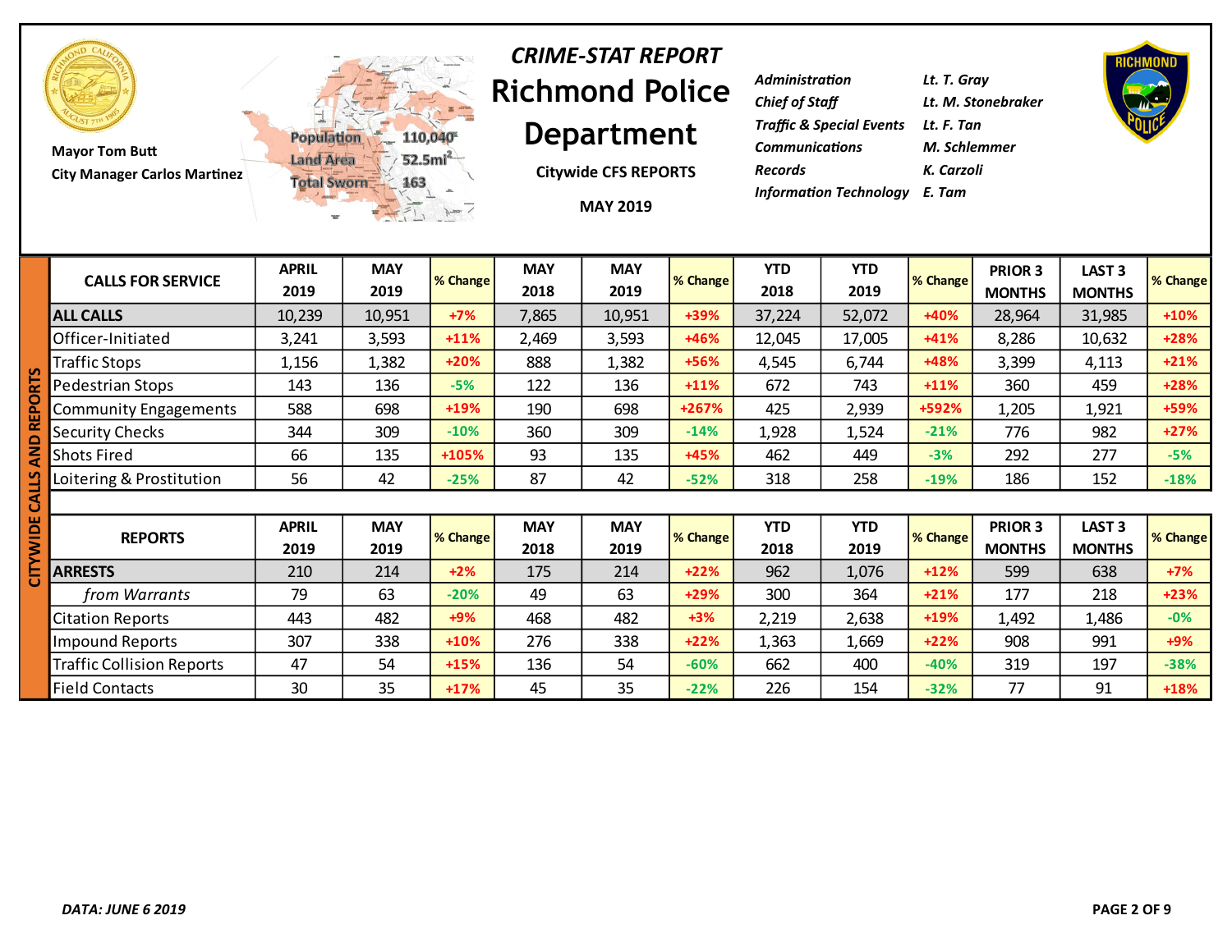# CRIME-STAT REPORT

# Richmond Police Department

**Citywide CFS REPORTS**

**MAY 2019**

Mayor Tom Butt
City Manager Carlos Martinez

Population 110,040
Land Area 52.5mi²
Total Sworn 163

| | |
|---|---|
| *Administration* | *Lt. T. Gray* |
| *Chief of Staff* | *Lt. M. Stonebraker* |
| *Traffic & Special Events* | *Lt. F. Tan* |
| *Communications* | *M. Schlemmer* |
| *Records* | *K. Carzoli* |
| *Information Technology* | *E. Tam* |

## CITYWIDE CALLS AND REPORTS

| CALLS FOR SERVICE | APRIL 2019 | MAY 2019 | % Change | MAY 2018 | MAY 2019 | % Change | YTD 2018 | YTD 2019 | % Change | PRIOR 3 MONTHS | LAST 3 MONTHS | % Change |
|---|---|---|---|---|---|---|---|---|---|---|---|---|
| **ALL CALLS** | 10,239 | 10,951 | +7% | 7,865 | 10,951 | +39% | 37,224 | 52,072 | +40% | 28,964 | 31,985 | +10% |
| Officer-Initiated | 3,241 | 3,593 | +11% | 2,469 | 3,593 | +46% | 12,045 | 17,005 | +41% | 8,286 | 10,632 | +28% |
| Traffic Stops | 1,156 | 1,382 | +20% | 888 | 1,382 | +56% | 4,545 | 6,744 | +48% | 3,399 | 4,113 | +21% |
| Pedestrian Stops | 143 | 136 | -5% | 122 | 136 | +11% | 672 | 743 | +11% | 360 | 459 | +28% |
| Community Engagements | 588 | 698 | +19% | 190 | 698 | +267% | 425 | 2,939 | +592% | 1,205 | 1,921 | +59% |
| Security Checks | 344 | 309 | -10% | 360 | 309 | -14% | 1,928 | 1,524 | -21% | 776 | 982 | +27% |
| Shots Fired | 66 | 135 | +105% | 93 | 135 | +45% | 462 | 449 | -3% | 292 | 277 | -5% |
| Loitering & Prostitution | 56 | 42 | -25% | 87 | 42 | -52% | 318 | 258 | -19% | 186 | 152 | -18% |

| REPORTS | APRIL 2019 | MAY 2019 | % Change | MAY 2018 | MAY 2019 | % Change | YTD 2018 | YTD 2019 | % Change | PRIOR 3 MONTHS | LAST 3 MONTHS | % Change |
|---|---|---|---|---|---|---|---|---|---|---|---|---|
| **ARRESTS** | 210 | 214 | +2% | 175 | 214 | +22% | 962 | 1,076 | +12% | 599 | 638 | +7% |
| *from Warrants* | 79 | 63 | -20% | 49 | 63 | +29% | 300 | 364 | +21% | 177 | 218 | +23% |
| Citation Reports | 443 | 482 | +9% | 468 | 482 | +3% | 2,219 | 2,638 | +19% | 1,492 | 1,486 | -0% |
| Impound Reports | 307 | 338 | +10% | 276 | 338 | +22% | 1,363 | 1,669 | +22% | 908 | 991 | +9% |
| Traffic Collision Reports | 47 | 54 | +15% | 136 | 54 | -60% | 662 | 400 | -40% | 319 | 197 | -38% |
| Field Contacts | 30 | 35 | +17% | 45 | 35 | -22% | 226 | 154 | -32% | 77 | 91 | +18% |

*DATA: JUNE 6 2019*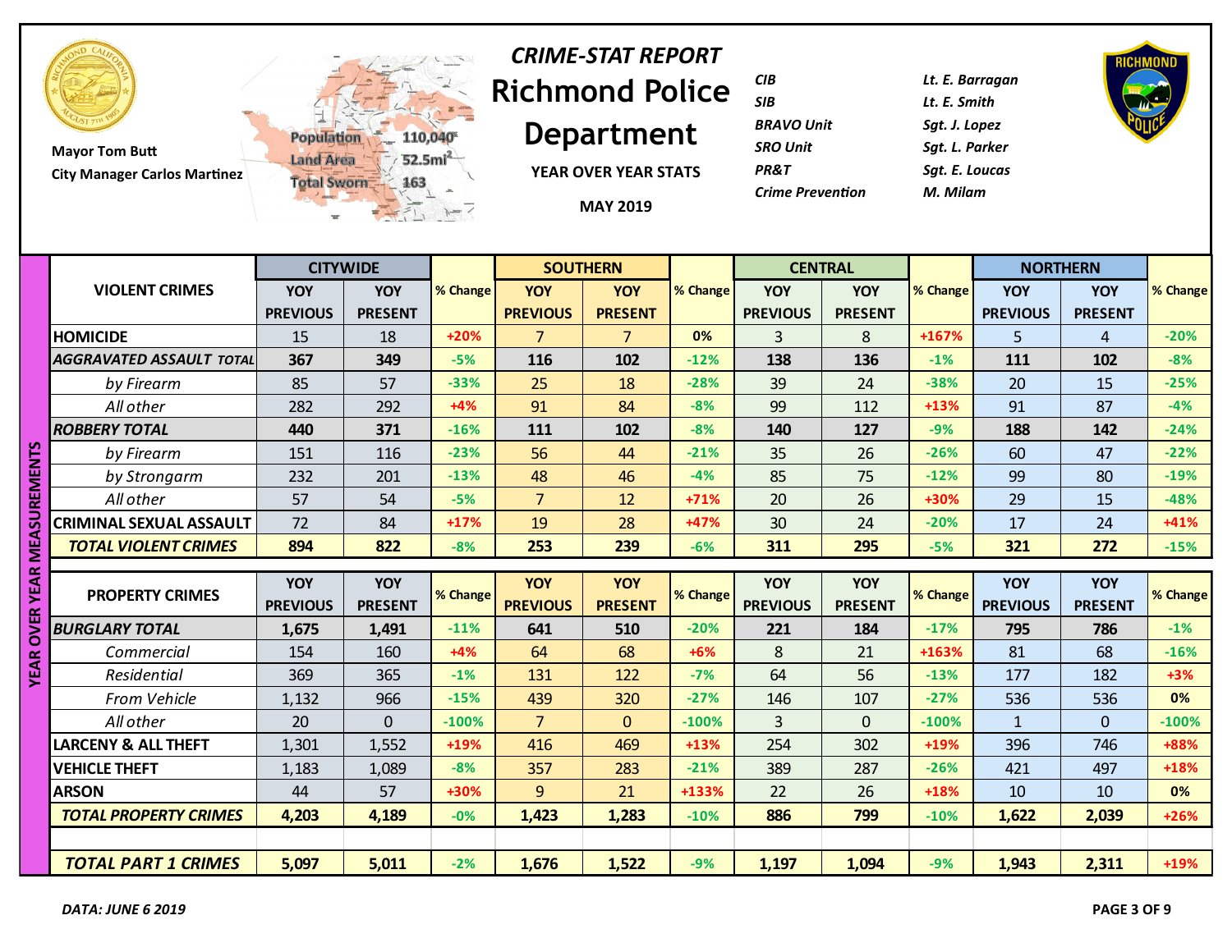Mayor Tom Butt

City Manager Carlos Martinez

Population 110,040
Land Area 52.5mi²
Total Sworn 163

# *CRIME-STAT REPORT*

# Richmond Police Department

**YEAR OVER YEAR STATS**

**MAY 2019**

| | |
|---|---|
| *CIB* | *Lt. E. Barragan* |
| *SIB* | *Lt. E. Smith* |
| *BRAVO Unit* | *Sgt. J. Lopez* |
| *SRO Unit* | *Sgt. L. Parker* |
| *PR&T* | *Sgt. E. Loucas* |
| *Crime Prevention* | *M. Milam* |

**YEAR OVER YEAR MEASUREMENTS**

| VIOLENT CRIMES | CITYWIDE | | | SOUTHERN | | | CENTRAL | | | NORTHERN | | |
|---|---|---|---|---|---|---|---|---|---|---|---|---|
| | YOY PREVIOUS | YOY PRESENT | % Change | YOY PREVIOUS | YOY PRESENT | % Change | YOY PREVIOUS | YOY PRESENT | % Change | YOY PREVIOUS | YOY PRESENT | % Change |
| **HOMICIDE** | 15 | 18 | +20% | 7 | 7 | 0% | 3 | 8 | +167% | 5 | 4 | -20% |
| ***AGGRAVATED ASSAULT TOTAL*** | **367** | **349** | -5% | **116** | **102** | -12% | **138** | **136** | -1% | **111** | **102** | -8% |
| *by Firearm* | 85 | 57 | -33% | 25 | 18 | -28% | 39 | 24 | -38% | 20 | 15 | -25% |
| *All other* | 282 | 292 | +4% | 91 | 84 | -8% | 99 | 112 | +13% | 91 | 87 | -4% |
| ***ROBBERY TOTAL*** | **440** | **371** | -16% | **111** | **102** | -8% | **140** | **127** | -9% | **188** | **142** | -24% |
| *by Firearm* | 151 | 116 | -23% | 56 | 44 | -21% | 35 | 26 | -26% | 60 | 47 | -22% |
| *by Strongarm* | 232 | 201 | -13% | 48 | 46 | -4% | 85 | 75 | -12% | 99 | 80 | -19% |
| *All other* | 57 | 54 | -5% | 7 | 12 | +71% | 20 | 26 | +30% | 29 | 15 | -48% |
| **CRIMINAL SEXUAL ASSAULT** | 72 | 84 | +17% | 19 | 28 | +47% | 30 | 24 | -20% | 17 | 24 | +41% |
| ***TOTAL VIOLENT CRIMES*** | **894** | **822** | -8% | **253** | **239** | -6% | **311** | **295** | -5% | **321** | **272** | -15% |

| PROPERTY CRIMES | YOY PREVIOUS | YOY PRESENT | % Change | YOY PREVIOUS | YOY PRESENT | % Change | YOY PREVIOUS | YOY PRESENT | % Change | YOY PREVIOUS | YOY PRESENT | % Change |
|---|---|---|---|---|---|---|---|---|---|---|---|---|
| ***BURGLARY TOTAL*** | **1,675** | **1,491** | -11% | **641** | **510** | -20% | **221** | **184** | -17% | **795** | **786** | -1% |
| *Commercial* | 154 | 160 | +4% | 64 | 68 | +6% | 8 | 21 | +163% | 81 | 68 | -16% |
| *Residential* | 369 | 365 | -1% | 131 | 122 | -7% | 64 | 56 | -13% | 177 | 182 | +3% |
| *From Vehicle* | 1,132 | 966 | -15% | 439 | 320 | -27% | 146 | 107 | -27% | 536 | 536 | 0% |
| *All other* | 20 | 0 | -100% | 7 | 0 | -100% | 3 | 0 | -100% | 1 | 0 | -100% |
| **LARCENY & ALL THEFT** | 1,301 | 1,552 | +19% | 416 | 469 | +13% | 254 | 302 | +19% | 396 | 746 | +88% |
| **VEHICLE THEFT** | 1,183 | 1,089 | -8% | 357 | 283 | -21% | 389 | 287 | -26% | 421 | 497 | +18% |
| **ARSON** | 44 | 57 | +30% | 9 | 21 | +133% | 22 | 26 | +18% | 10 | 10 | 0% |
| ***TOTAL PROPERTY CRIMES*** | **4,203** | **4,189** | -0% | **1,423** | **1,283** | -10% | **886** | **799** | -10% | **1,622** | **2,039** | +26% |
| | | | | | | | | | | | | |
| ***TOTAL PART 1 CRIMES*** | **5,097** | **5,011** | -2% | **1,676** | **1,522** | -9% | **1,197** | **1,094** | -9% | **1,943** | **2,311** | +19% |

***DATA: JUNE 6 2019***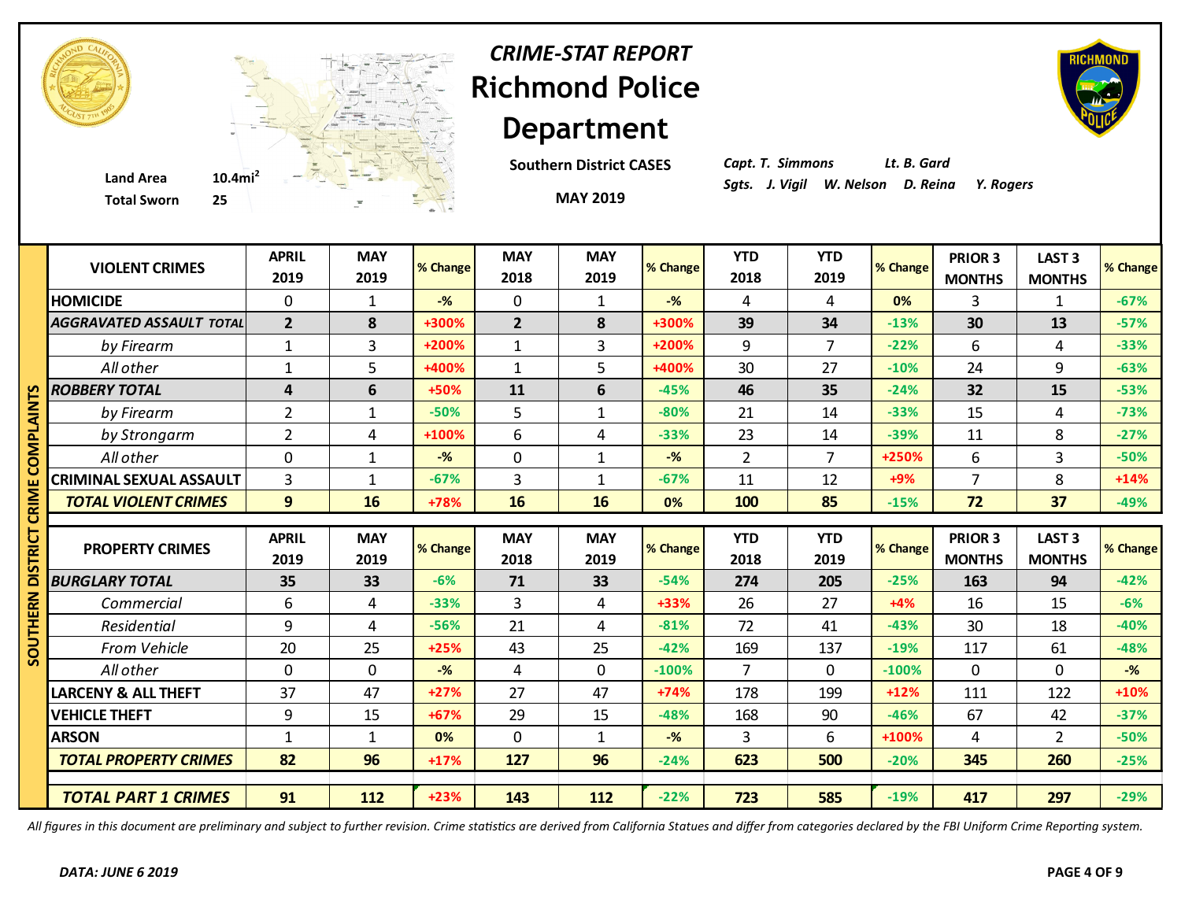# *CRIME-STAT REPORT*
# Richmond Police Department

**Southern District CASES**

**MAY 2019**

**Land Area** 10.4mi$^2$
**Total Sworn** 25

*Capt. T. Simmons* *Lt. B. Gard*
*Sgts. J. Vigil W. Nelson D. Reina Y. Rogers*

**SOUTHERN DISTRICT CRIME COMPLAINTS**

| VIOLENT CRIMES | APRIL 2019 | MAY 2019 | % Change | MAY 2018 | MAY 2019 | % Change | YTD 2018 | YTD 2019 | % Change | PRIOR 3 MONTHS | LAST 3 MONTHS | % Change |
|---|---|---|---|---|---|---|---|---|---|---|---|---|
| **HOMICIDE** | 0 | 1 | -% | 0 | 1 | -% | 4 | 4 | 0% | 3 | 1 | -67% |
| ***AGGRAVATED ASSAULT TOTAL*** | **2** | **8** | +300% | **2** | **8** | +300% | **39** | **34** | -13% | **30** | **13** | -57% |
| *by Firearm* | 1 | 3 | +200% | 1 | 3 | +200% | 9 | 7 | -22% | 6 | 4 | -33% |
| *All other* | 1 | 5 | +400% | 1 | 5 | +400% | 30 | 27 | -10% | 24 | 9 | -63% |
| ***ROBBERY TOTAL*** | **4** | **6** | +50% | **11** | **6** | -45% | **46** | **35** | -24% | **32** | **15** | -53% |
| *by Firearm* | 2 | 1 | -50% | 5 | 1 | -80% | 21 | 14 | -33% | 15 | 4 | -73% |
| *by Strongarm* | 2 | 4 | +100% | 6 | 4 | -33% | 23 | 14 | -39% | 11 | 8 | -27% |
| *All other* | 0 | 1 | -% | 0 | 1 | -% | 2 | 7 | +250% | 6 | 3 | -50% |
| **CRIMINAL SEXUAL ASSAULT** | 3 | 1 | -67% | 3 | 1 | -67% | 11 | 12 | +9% | 7 | 8 | +14% |
| ***TOTAL VIOLENT CRIMES*** | **9** | **16** | +78% | **16** | **16** | 0% | **100** | **85** | -15% | **72** | **37** | -49% |

| PROPERTY CRIMES | APRIL 2019 | MAY 2019 | % Change | MAY 2018 | MAY 2019 | % Change | YTD 2018 | YTD 2019 | % Change | PRIOR 3 MONTHS | LAST 3 MONTHS | % Change |
|---|---|---|---|---|---|---|---|---|---|---|---|---|
| ***BURGLARY TOTAL*** | **35** | **33** | -6% | **71** | **33** | -54% | **274** | **205** | -25% | **163** | **94** | -42% |
| *Commercial* | 6 | 4 | -33% | 3 | 4 | +33% | 26 | 27 | +4% | 16 | 15 | -6% |
| *Residential* | 9 | 4 | -56% | 21 | 4 | -81% | 72 | 41 | -43% | 30 | 18 | -40% |
| *From Vehicle* | 20 | 25 | +25% | 43 | 25 | -42% | 169 | 137 | -19% | 117 | 61 | -48% |
| *All other* | 0 | 0 | -% | 4 | 0 | -100% | 7 | 0 | -100% | 0 | 0 | -% |
| **LARCENY & ALL THEFT** | 37 | 47 | +27% | 27 | 47 | +74% | 178 | 199 | +12% | 111 | 122 | +10% |
| **VEHICLE THEFT** | 9 | 15 | +67% | 29 | 15 | -48% | 168 | 90 | -46% | 67 | 42 | -37% |
| **ARSON** | 1 | 1 | 0% | 0 | 1 | -% | 3 | 6 | +100% | 4 | 2 | -50% |
| ***TOTAL PROPERTY CRIMES*** | **82** | **96** | +17% | **127** | **96** | -24% | **623** | **500** | -20% | **345** | **260** | -25% |
| ***TOTAL PART 1 CRIMES*** | **91** | **112** | +23% | **143** | **112** | -22% | **723** | **585** | -19% | **417** | **297** | -29% |

*All figures in this document are preliminary and subject to further revision. Crime statistics are derived from California Statues and differ from categories declared by the FBI Uniform Crime Reporting system.*

***DATA: JUNE 6 2019***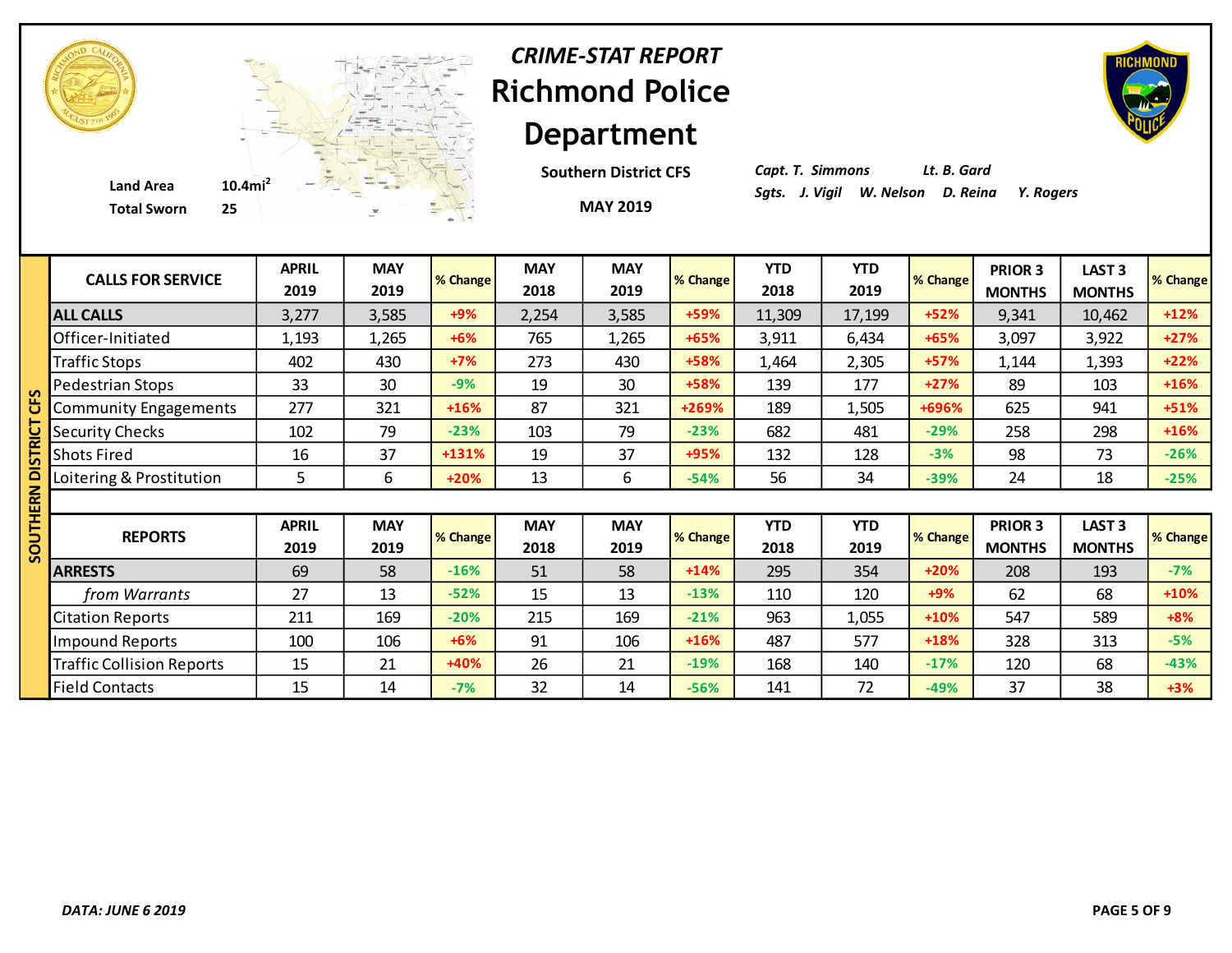# CRIME-STAT REPORT

## Richmond Police Department

**Southern District CFS**

**MAY 2019**

**Land Area** 10.4mi$^2$

**Total Sworn** 25

*Capt. T. Simmons* *Lt. B. Gard*

*Sgts. J. Vigil W. Nelson D. Reina Y. Rogers*

**SOUTHERN DISTRICT CFS**

| CALLS FOR SERVICE | APRIL 2019 | MAY 2019 | % Change | MAY 2018 | MAY 2019 | % Change | YTD 2018 | YTD 2019 | % Change | PRIOR 3 MONTHS | LAST 3 MONTHS | % Change |
|---|---|---|---|---|---|---|---|---|---|---|---|---|
| **ALL CALLS** | 3,277 | 3,585 | +9% | 2,254 | 3,585 | +59% | 11,309 | 17,199 | +52% | 9,341 | 10,462 | +12% |
| Officer-Initiated | 1,193 | 1,265 | +6% | 765 | 1,265 | +65% | 3,911 | 6,434 | +65% | 3,097 | 3,922 | +27% |
| Traffic Stops | 402 | 430 | +7% | 273 | 430 | +58% | 1,464 | 2,305 | +57% | 1,144 | 1,393 | +22% |
| Pedestrian Stops | 33 | 30 | -9% | 19 | 30 | +58% | 139 | 177 | +27% | 89 | 103 | +16% |
| Community Engagements | 277 | 321 | +16% | 87 | 321 | +269% | 189 | 1,505 | +696% | 625 | 941 | +51% |
| Security Checks | 102 | 79 | -23% | 103 | 79 | -23% | 682 | 481 | -29% | 258 | 298 | +16% |
| Shots Fired | 16 | 37 | +131% | 19 | 37 | +95% | 132 | 128 | -3% | 98 | 73 | -26% |
| Loitering & Prostitution | 5 | 6 | +20% | 13 | 6 | -54% | 56 | 34 | -39% | 24 | 18 | -25% |

| REPORTS | APRIL 2019 | MAY 2019 | % Change | MAY 2018 | MAY 2019 | % Change | YTD 2018 | YTD 2019 | % Change | PRIOR 3 MONTHS | LAST 3 MONTHS | % Change |
|---|---|---|---|---|---|---|---|---|---|---|---|---|
| **ARRESTS** | 69 | 58 | -16% | 51 | 58 | +14% | 295 | 354 | +20% | 208 | 193 | -7% |
| *from Warrants* | 27 | 13 | -52% | 15 | 13 | -13% | 110 | 120 | +9% | 62 | 68 | +10% |
| Citation Reports | 211 | 169 | -20% | 215 | 169 | -21% | 963 | 1,055 | +10% | 547 | 589 | +8% |
| Impound Reports | 100 | 106 | +6% | 91 | 106 | +16% | 487 | 577 | +18% | 328 | 313 | -5% |
| Traffic Collision Reports | 15 | 21 | +40% | 26 | 21 | -19% | 168 | 140 | -17% | 120 | 68 | -43% |
| Field Contacts | 15 | 14 | -7% | 32 | 14 | -56% | 141 | 72 | -49% | 37 | 38 | +3% |

*DATA: JUNE 6 2019*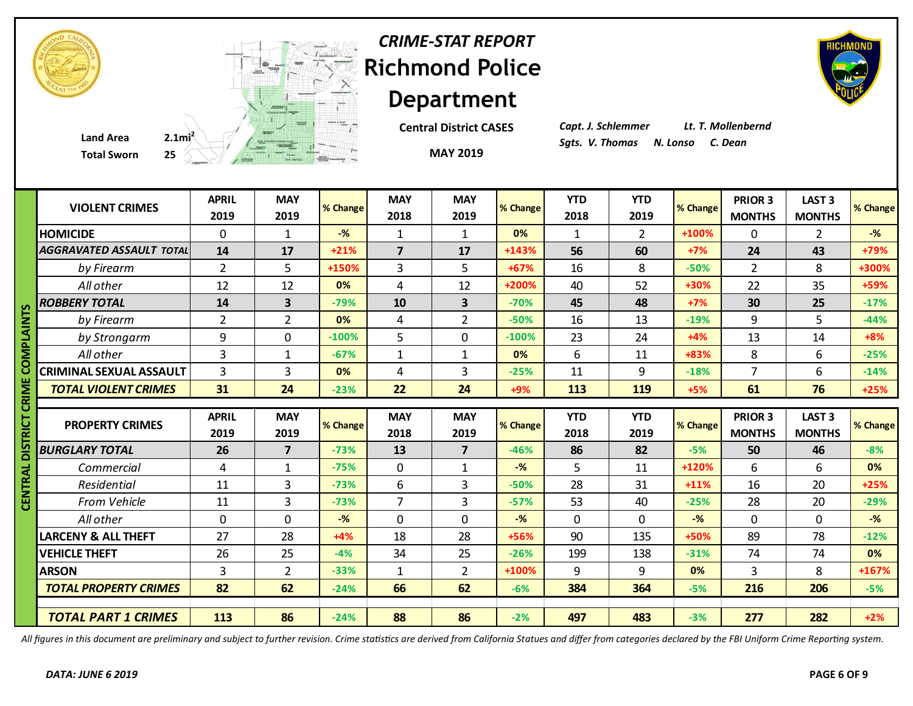# CRIME-STAT REPORT

# Richmond Police Department

Land Area 2.1mi²
Total Sworn 25

**Central District CASES**

**MAY 2019**

*Capt. J. Schlemmer* *Lt. T. Mollenbernd*
*Sgts. V. Thomas* *N. Lonso* *C. Dean*

## CENTRAL DISTRICT CRIME COMPLAINTS

| VIOLENT CRIMES | APRIL 2019 | MAY 2019 | % Change | MAY 2018 | MAY 2019 | % Change | YTD 2018 | YTD 2019 | % Change | PRIOR 3 MONTHS | LAST 3 MONTHS | % Change |
|---|---|---|---|---|---|---|---|---|---|---|---|---|
| **HOMICIDE** | 0 | 1 | -% | 1 | 1 | 0% | 1 | 2 | +100% | 0 | 2 | -% |
| ***AGGRAVATED ASSAULT TOTAL*** | **14** | **17** | +21% | **7** | **17** | +143% | **56** | **60** | +7% | **24** | **43** | +79% |
| *by Firearm* | 2 | 5 | +150% | 3 | 5 | +67% | 16 | 8 | -50% | 2 | 8 | +300% |
| *All other* | 12 | 12 | 0% | 4 | 12 | +200% | 40 | 52 | +30% | 22 | 35 | +59% |
| ***ROBBERY TOTAL*** | **14** | **3** | -79% | **10** | **3** | -70% | **45** | **48** | +7% | **30** | **25** | -17% |
| *by Firearm* | 2 | 2 | 0% | 4 | 2 | -50% | 16 | 13 | -19% | 9 | 5 | -44% |
| *by Strongarm* | 9 | 0 | -100% | 5 | 0 | -100% | 23 | 24 | +4% | 13 | 14 | +8% |
| *All other* | 3 | 1 | -67% | 1 | 1 | 0% | 6 | 11 | +83% | 8 | 6 | -25% |
| **CRIMINAL SEXUAL ASSAULT** | 3 | 3 | 0% | 4 | 3 | -25% | 11 | 9 | -18% | 7 | 6 | -14% |
| ***TOTAL VIOLENT CRIMES*** | **31** | **24** | -23% | **22** | **24** | +9% | **113** | **119** | +5% | **61** | **76** | +25% |

| PROPERTY CRIMES | APRIL 2019 | MAY 2019 | % Change | MAY 2018 | MAY 2019 | % Change | YTD 2018 | YTD 2019 | % Change | PRIOR 3 MONTHS | LAST 3 MONTHS | % Change |
|---|---|---|---|---|---|---|---|---|---|---|---|---|
| ***BURGLARY TOTAL*** | **26** | **7** | -73% | **13** | **7** | -46% | **86** | **82** | -5% | **50** | **46** | -8% |
| *Commercial* | 4 | 1 | -75% | 0 | 1 | -% | 5 | 11 | +120% | 6 | 6 | 0% |
| *Residential* | 11 | 3 | -73% | 6 | 3 | -50% | 28 | 31 | +11% | 16 | 20 | +25% |
| *From Vehicle* | 11 | 3 | -73% | 7 | 3 | -57% | 53 | 40 | -25% | 28 | 20 | -29% |
| *All other* | 0 | 0 | -% | 0 | 0 | -% | 0 | 0 | -% | 0 | 0 | -% |
| **LARCENY & ALL THEFT** | 27 | 28 | +4% | 18 | 28 | +56% | 90 | 135 | +50% | 89 | 78 | -12% |
| **VEHICLE THEFT** | 26 | 25 | -4% | 34 | 25 | -26% | 199 | 138 | -31% | 74 | 74 | 0% |
| **ARSON** | 3 | 2 | -33% | 1 | 2 | +100% | 9 | 9 | 0% | 3 | 8 | +167% |
| ***TOTAL PROPERTY CRIMES*** | **82** | **62** | -24% | **66** | **62** | -6% | **384** | **364** | -5% | **216** | **206** | -5% |
| ***TOTAL PART 1 CRIMES*** | **113** | **86** | -24% | **88** | **86** | -2% | **497** | **483** | -3% | **277** | **282** | +2% |

*All figures in this document are preliminary and subject to further revision. Crime statistics are derived from California Statues and differ from categories declared by the FBI Uniform Crime Reporting system.*

***DATA: JUNE 6 2019***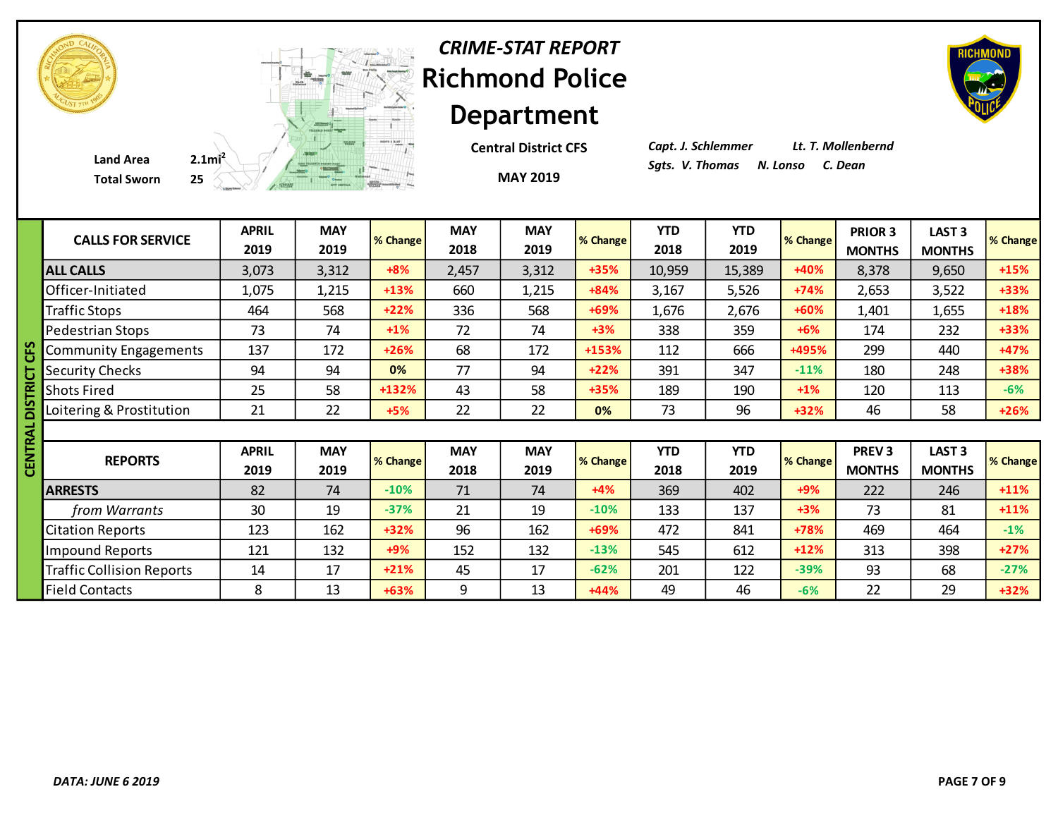# *CRIME-STAT REPORT*

# Richmond Police Department

Land Area 2.1mi$^2$

Total Sworn 25

**Central District CFS**

**MAY 2019**

*Capt. J. Schlemmer* *Lt. T. Mollenbernd*

*Sgts. V. Thomas* *N. Lonso* *C. Dean*

## CENTRAL DISTRICT CFS

| CALLS FOR SERVICE | APRIL 2019 | MAY 2019 | % Change | MAY 2018 | MAY 2019 | % Change | YTD 2018 | YTD 2019 | % Change | PRIOR 3 MONTHS | LAST 3 MONTHS | % Change |
|---|---|---|---|---|---|---|---|---|---|---|---|---|
| **ALL CALLS** | 3,073 | 3,312 | +8% | 2,457 | 3,312 | +35% | 10,959 | 15,389 | +40% | 8,378 | 9,650 | +15% |
| Officer-Initiated | 1,075 | 1,215 | +13% | 660 | 1,215 | +84% | 3,167 | 5,526 | +74% | 2,653 | 3,522 | +33% |
| Traffic Stops | 464 | 568 | +22% | 336 | 568 | +69% | 1,676 | 2,676 | +60% | 1,401 | 1,655 | +18% |
| Pedestrian Stops | 73 | 74 | +1% | 72 | 74 | +3% | 338 | 359 | +6% | 174 | 232 | +33% |
| Community Engagements | 137 | 172 | +26% | 68 | 172 | +153% | 112 | 666 | +495% | 299 | 440 | +47% |
| Security Checks | 94 | 94 | 0% | 77 | 94 | +22% | 391 | 347 | -11% | 180 | 248 | +38% |
| Shots Fired | 25 | 58 | +132% | 43 | 58 | +35% | 189 | 190 | +1% | 120 | 113 | -6% |
| Loitering & Prostitution | 21 | 22 | +5% | 22 | 22 | 0% | 73 | 96 | +32% | 46 | 58 | +26% |

| REPORTS | APRIL 2019 | MAY 2019 | % Change | MAY 2018 | MAY 2019 | % Change | YTD 2018 | YTD 2019 | % Change | PREV 3 MONTHS | LAST 3 MONTHS | % Change |
|---|---|---|---|---|---|---|---|---|---|---|---|---|
| **ARRESTS** | 82 | 74 | -10% | 71 | 74 | +4% | 369 | 402 | +9% | 222 | 246 | +11% |
| *from Warrants* | 30 | 19 | -37% | 21 | 19 | -10% | 133 | 137 | +3% | 73 | 81 | +11% |
| Citation Reports | 123 | 162 | +32% | 96 | 162 | +69% | 472 | 841 | +78% | 469 | 464 | -1% |
| Impound Reports | 121 | 132 | +9% | 152 | 132 | -13% | 545 | 612 | +12% | 313 | 398 | +27% |
| Traffic Collision Reports | 14 | 17 | +21% | 45 | 17 | -62% | 201 | 122 | -39% | 93 | 68 | -27% |
| Field Contacts | 8 | 13 | +63% | 9 | 13 | +44% | 49 | 46 | -6% | 22 | 29 | +32% |

*DATA: JUNE 6 2019*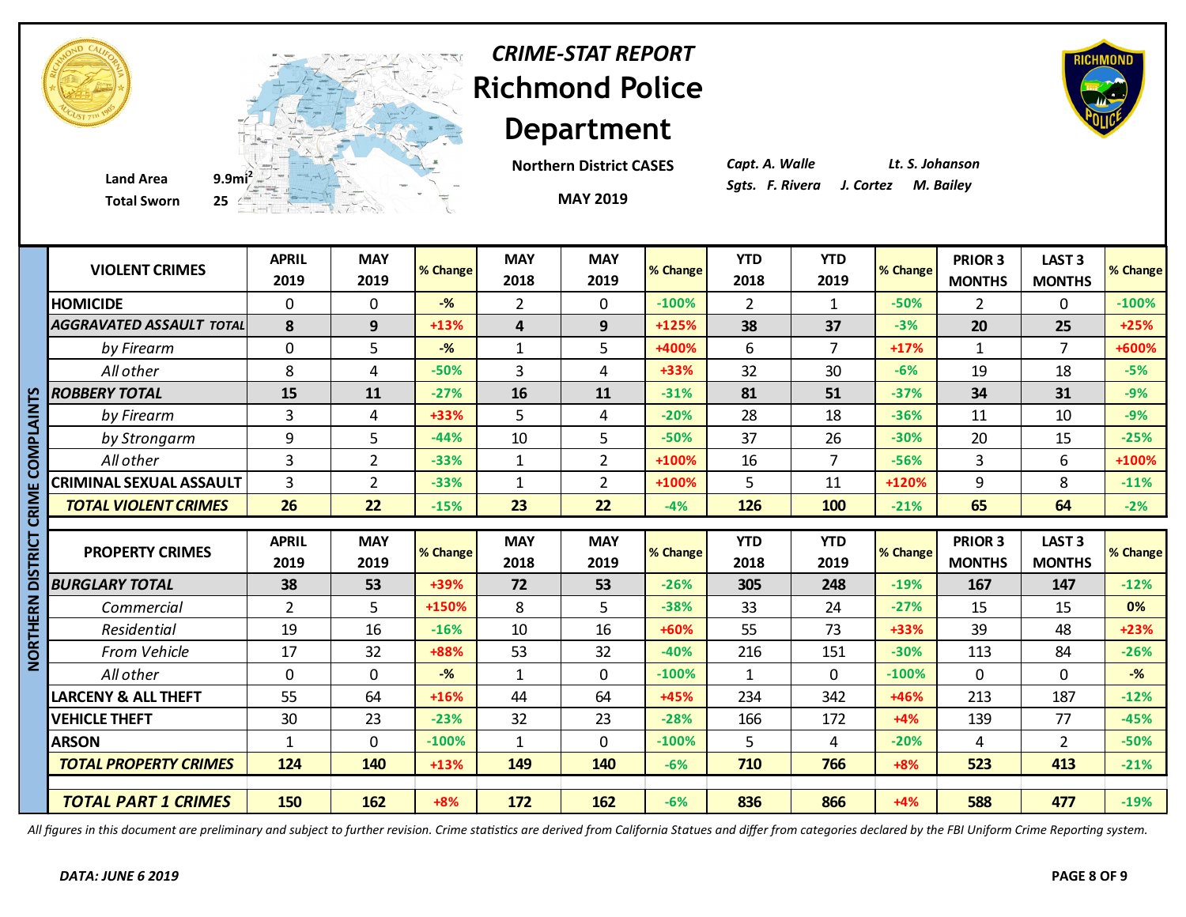# *CRIME-STAT REPORT*
# Richmond Police Department

**Land Area** 9.9mi$^2$
**Total Sworn** 25

**Northern District CASES**

**MAY 2019**

*Capt. A. Walle* *Lt. S. Johanson*
*Sgts. F. Rivera J. Cortez M. Bailey*

**NORTHERN DISTRICT CRIME COMPLAINTS**

| VIOLENT CRIMES | APRIL 2019 | MAY 2019 | % Change | MAY 2018 | MAY 2019 | % Change | YTD 2018 | YTD 2019 | % Change | PRIOR 3 MONTHS | LAST 3 MONTHS | % Change |
|---|---|---|---|---|---|---|---|---|---|---|---|---|
| HOMICIDE | 0 | 0 | -% | 2 | 0 | -100% | 2 | 1 | -50% | 2 | 0 | -100% |
| ***AGGRAVATED ASSAULT TOTAL*** | **8** | **9** | +13% | **4** | **9** | +125% | **38** | **37** | -3% | **20** | **25** | +25% |
| *by Firearm* | 0 | 5 | -% | 1 | 5 | +400% | 6 | 7 | +17% | 1 | 7 | +600% |
| *All other* | 8 | 4 | -50% | 3 | 4 | +33% | 32 | 30 | -6% | 19 | 18 | -5% |
| ***ROBBERY TOTAL*** | **15** | **11** | -27% | **16** | **11** | -31% | **81** | **51** | -37% | **34** | **31** | -9% |
| *by Firearm* | 3 | 4 | +33% | 5 | 4 | -20% | 28 | 18 | -36% | 11 | 10 | -9% |
| *by Strongarm* | 9 | 5 | -44% | 10 | 5 | -50% | 37 | 26 | -30% | 20 | 15 | -25% |
| *All other* | 3 | 2 | -33% | 1 | 2 | +100% | 16 | 7 | -56% | 3 | 6 | +100% |
| CRIMINAL SEXUAL ASSAULT | 3 | 2 | -33% | 1 | 2 | +100% | 5 | 11 | +120% | 9 | 8 | -11% |
| ***TOTAL VIOLENT CRIMES*** | **26** | **22** | -15% | **23** | **22** | -4% | **126** | **100** | -21% | **65** | **64** | -2% |

| PROPERTY CRIMES | APRIL 2019 | MAY 2019 | % Change | MAY 2018 | MAY 2019 | % Change | YTD 2018 | YTD 2019 | % Change | PRIOR 3 MONTHS | LAST 3 MONTHS | % Change |
|---|---|---|---|---|---|---|---|---|---|---|---|---|
| ***BURGLARY TOTAL*** | **38** | **53** | +39% | **72** | **53** | -26% | **305** | **248** | -19% | **167** | **147** | -12% |
| *Commercial* | 2 | 5 | +150% | 8 | 5 | -38% | 33 | 24 | -27% | 15 | 15 | 0% |
| *Residential* | 19 | 16 | -16% | 10 | 16 | +60% | 55 | 73 | +33% | 39 | 48 | +23% |
| *From Vehicle* | 17 | 32 | +88% | 53 | 32 | -40% | 216 | 151 | -30% | 113 | 84 | -26% |
| *All other* | 0 | 0 | -% | 1 | 0 | -100% | 1 | 0 | -100% | 0 | 0 | -% |
| LARCENY & ALL THEFT | 55 | 64 | +16% | 44 | 64 | +45% | 234 | 342 | +46% | 213 | 187 | -12% |
| VEHICLE THEFT | 30 | 23 | -23% | 32 | 23 | -28% | 166 | 172 | +4% | 139 | 77 | -45% |
| ARSON | 1 | 0 | -100% | 1 | 0 | -100% | 5 | 4 | -20% | 4 | 2 | -50% |
| ***TOTAL PROPERTY CRIMES*** | **124** | **140** | +13% | **149** | **140** | -6% | **710** | **766** | +8% | **523** | **413** | -21% |
| ***TOTAL PART 1 CRIMES*** | **150** | **162** | +8% | **172** | **162** | -6% | **836** | **866** | +4% | **588** | **477** | -19% |

*All figures in this document are preliminary and subject to further revision. Crime statistics are derived from California Statues and differ from categories declared by the FBI Uniform Crime Reporting system.*

***DATA: JUNE 6 2019***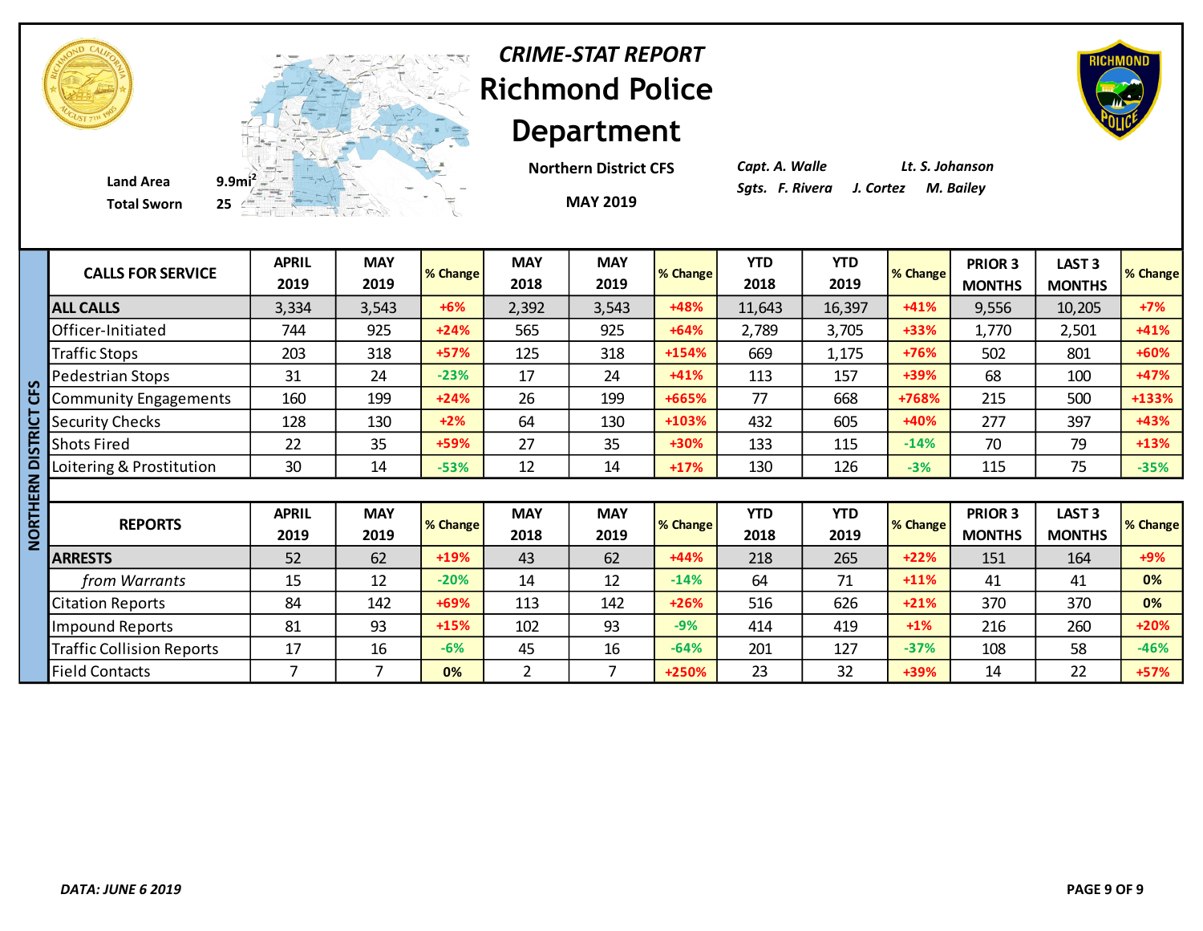# CRIME-STAT REPORT

# Richmond Police Department

Land Area 9.9mi$^2$

Total Sworn 25

**Northern District CFS**

**MAY 2019**

*Capt. A. Walle* *Lt. S. Johanson*

*Sgts. F. Rivera J. Cortez M. Bailey*

## NORTHERN DISTRICT CFS

| CALLS FOR SERVICE | APRIL 2019 | MAY 2019 | % Change | MAY 2018 | MAY 2019 | % Change | YTD 2018 | YTD 2019 | % Change | PRIOR 3 MONTHS | LAST 3 MONTHS | % Change |
|---|---|---|---|---|---|---|---|---|---|---|---|---|
| **ALL CALLS** | 3,334 | 3,543 | +6% | 2,392 | 3,543 | +48% | 11,643 | 16,397 | +41% | 9,556 | 10,205 | +7% |
| Officer-Initiated | 744 | 925 | +24% | 565 | 925 | +64% | 2,789 | 3,705 | +33% | 1,770 | 2,501 | +41% |
| Traffic Stops | 203 | 318 | +57% | 125 | 318 | +154% | 669 | 1,175 | +76% | 502 | 801 | +60% |
| Pedestrian Stops | 31 | 24 | -23% | 17 | 24 | +41% | 113 | 157 | +39% | 68 | 100 | +47% |
| Community Engagements | 160 | 199 | +24% | 26 | 199 | +665% | 77 | 668 | +768% | 215 | 500 | +133% |
| Security Checks | 128 | 130 | +2% | 64 | 130 | +103% | 432 | 605 | +40% | 277 | 397 | +43% |
| Shots Fired | 22 | 35 | +59% | 27 | 35 | +30% | 133 | 115 | -14% | 70 | 79 | +13% |
| Loitering & Prostitution | 30 | 14 | -53% | 12 | 14 | +17% | 130 | 126 | -3% | 115 | 75 | -35% |

| REPORTS | APRIL 2019 | MAY 2019 | % Change | MAY 2018 | MAY 2019 | % Change | YTD 2018 | YTD 2019 | % Change | PRIOR 3 MONTHS | LAST 3 MONTHS | % Change |
|---|---|---|---|---|---|---|---|---|---|---|---|---|
| **ARRESTS** | 52 | 62 | +19% | 43 | 62 | +44% | 218 | 265 | +22% | 151 | 164 | +9% |
| *from Warrants* | 15 | 12 | -20% | 14 | 12 | -14% | 64 | 71 | +11% | 41 | 41 | 0% |
| Citation Reports | 84 | 142 | +69% | 113 | 142 | +26% | 516 | 626 | +21% | 370 | 370 | 0% |
| Impound Reports | 81 | 93 | +15% | 102 | 93 | -9% | 414 | 419 | +1% | 216 | 260 | +20% |
| Traffic Collision Reports | 17 | 16 | -6% | 45 | 16 | -64% | 201 | 127 | -37% | 108 | 58 | -46% |
| Field Contacts | 7 | 7 | 0% | 2 | 7 | +250% | 23 | 32 | +39% | 14 | 22 | +57% |

*DATA: JUNE 6 2019*